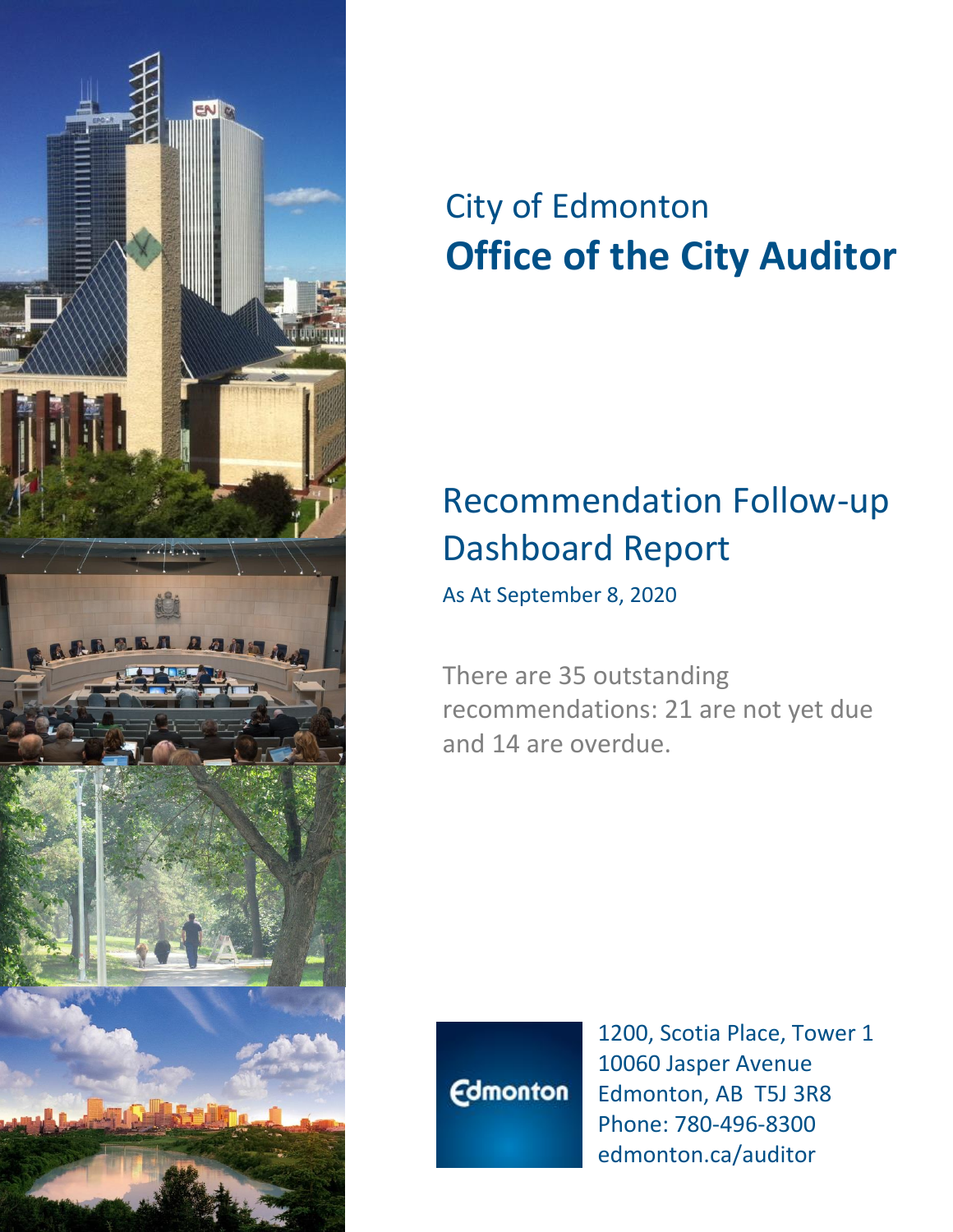City of Edmonton

# Office of the City Auditor

## Recommendation Follow-up Dashboard Report

As At September 8, 2020

There are 35 outstanding recommendations: 21 are not yet due and 14 are overdue.

1200, Scotia Place, Tower 1
10060 Jasper Avenue
Edmonton, AB T5J 3R8
Phone: 780-496-8300
edmonton.ca/auditor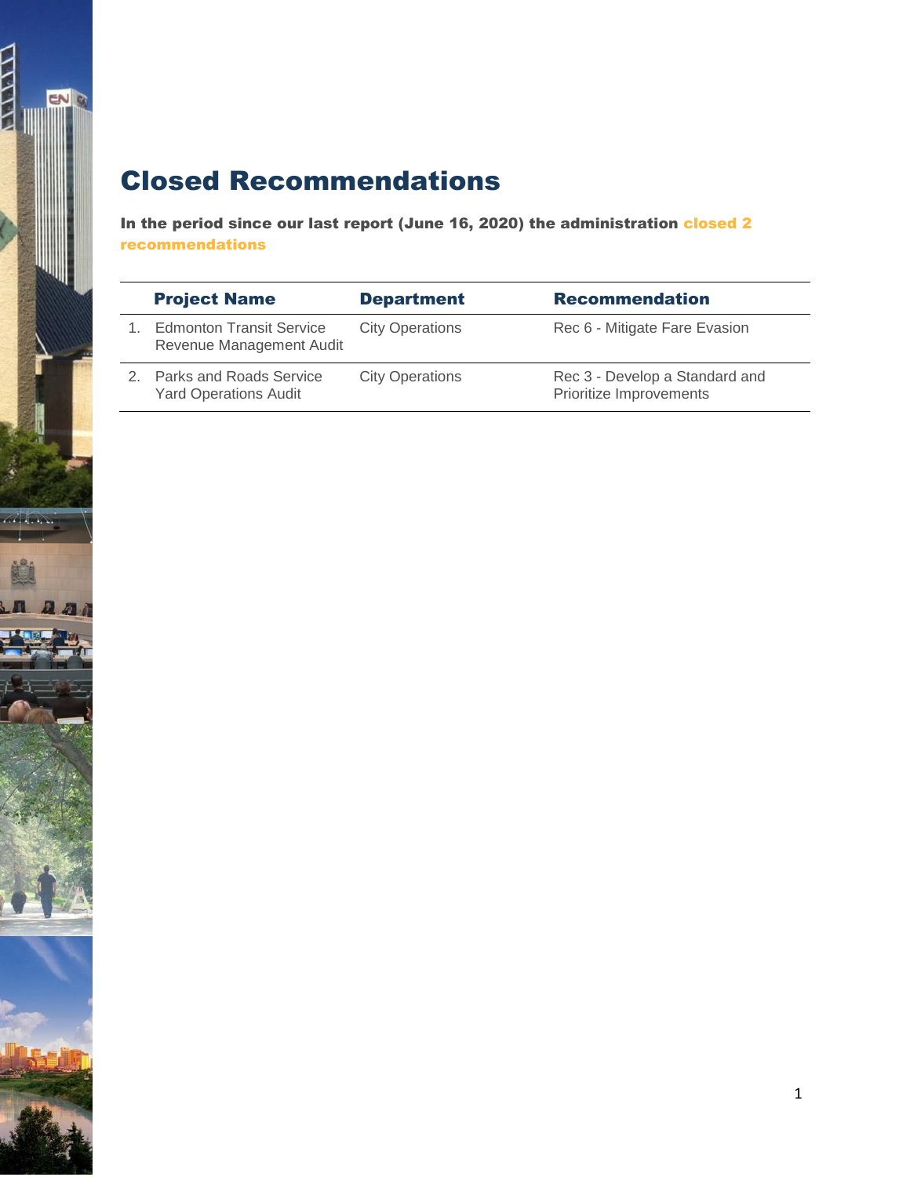# Closed Recommendations

**In the period since our last report (June 16, 2020) the administration closed 2 recommendations**

| | Project Name | Department | Recommendation |
|---|---|---|---|
| 1. | Edmonton Transit Service Revenue Management Audit | City Operations | Rec 6 - Mitigate Fare Evasion |
| 2. | Parks and Roads Service Yard Operations Audit | City Operations | Rec 3 - Develop a Standard and Prioritize Improvements |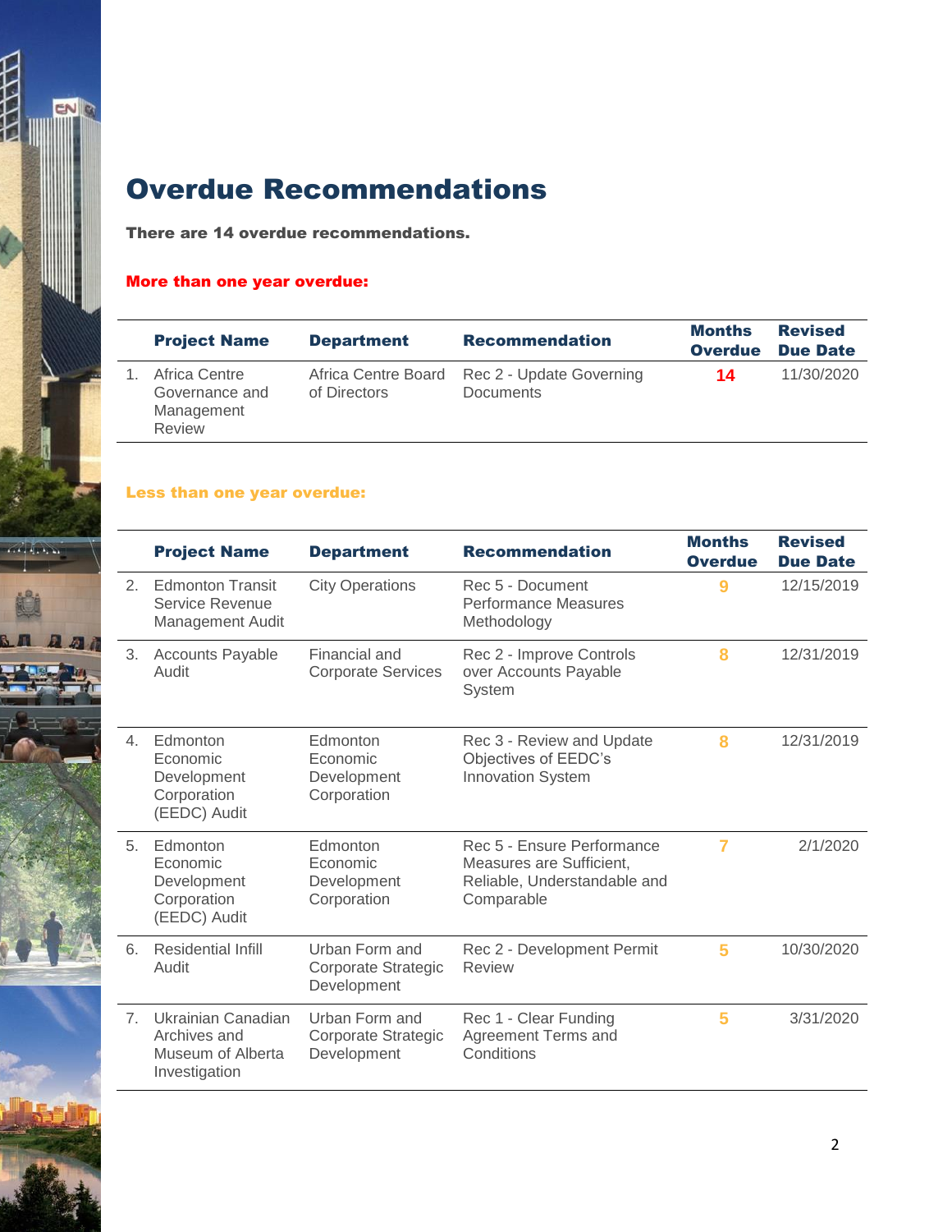# Overdue Recommendations

**There are 14 overdue recommendations.**

**More than one year overdue:**

| | Project Name | Department | Recommendation | Months Overdue | Revised Due Date |
|---|---|---|---|---|---|
| 1. | Africa Centre Governance and Management Review | Africa Centre Board of Directors | Rec 2 - Update Governing Documents | 14 | 11/30/2020 |

**Less than one year overdue:**

| | Project Name | Department | Recommendation | Months Overdue | Revised Due Date |
|---|---|---|---|---|---|
| 2. | Edmonton Transit Service Revenue Management Audit | City Operations | Rec 5 - Document Performance Measures Methodology | 9 | 12/15/2019 |
| 3. | Accounts Payable Audit | Financial and Corporate Services | Rec 2 - Improve Controls over Accounts Payable System | 8 | 12/31/2019 |
| 4. | Edmonton Economic Development Corporation (EEDC) Audit | Edmonton Economic Development Corporation | Rec 3 - Review and Update Objectives of EEDC's Innovation System | 8 | 12/31/2019 |
| 5. | Edmonton Economic Development Corporation (EEDC) Audit | Edmonton Economic Development Corporation | Rec 5 - Ensure Performance Measures are Sufficient, Reliable, Understandable and Comparable | 7 | 2/1/2020 |
| 6. | Residential Infill Audit | Urban Form and Corporate Strategic Development | Rec 2 - Development Permit Review | 5 | 10/30/2020 |
| 7. | Ukrainian Canadian Archives and Museum of Alberta Investigation | Urban Form and Corporate Strategic Development | Rec 1 - Clear Funding Agreement Terms and Conditions | 5 | 3/31/2020 |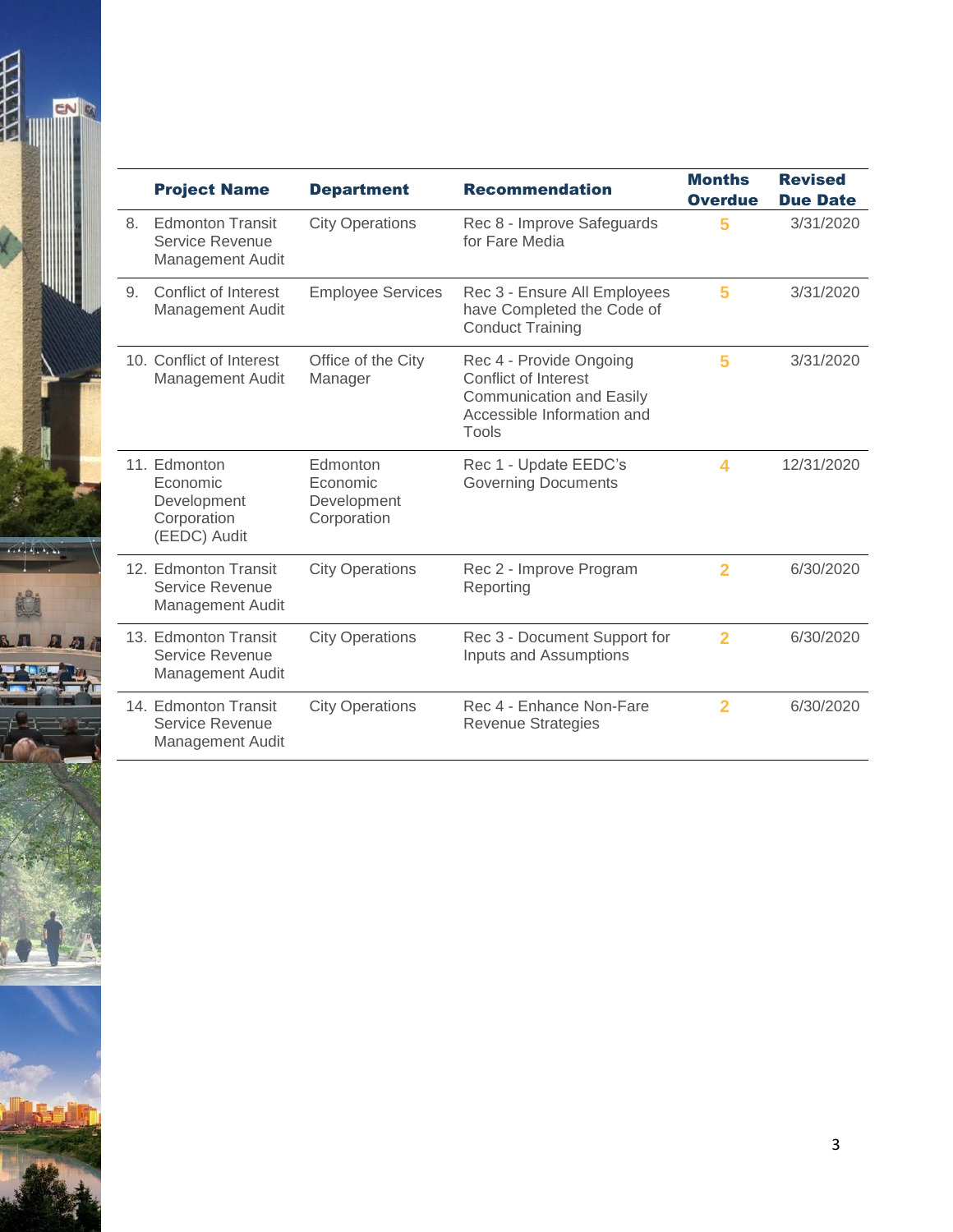| | Project Name | Department | Recommendation | Months Overdue | Revised Due Date |
|---|---|---|---|---|---|
| 8. | Edmonton Transit Service Revenue Management Audit | City Operations | Rec 8 - Improve Safeguards for Fare Media | 5 | 3/31/2020 |
| 9. | Conflict of Interest Management Audit | Employee Services | Rec 3 - Ensure All Employees have Completed the Code of Conduct Training | 5 | 3/31/2020 |
| 10. | Conflict of Interest Management Audit | Office of the City Manager | Rec 4 - Provide Ongoing Conflict of Interest Communication and Easily Accessible Information and Tools | 5 | 3/31/2020 |
| 11. | Edmonton Economic Development Corporation (EEDC) Audit | Edmonton Economic Development Corporation | Rec 1 - Update EEDC's Governing Documents | 4 | 12/31/2020 |
| 12. | Edmonton Transit Service Revenue Management Audit | City Operations | Rec 2 - Improve Program Reporting | 2 | 6/30/2020 |
| 13. | Edmonton Transit Service Revenue Management Audit | City Operations | Rec 3 - Document Support for Inputs and Assumptions | 2 | 6/30/2020 |
| 14. | Edmonton Transit Service Revenue Management Audit | City Operations | Rec 4 - Enhance Non-Fare Revenue Strategies | 2 | 6/30/2020 |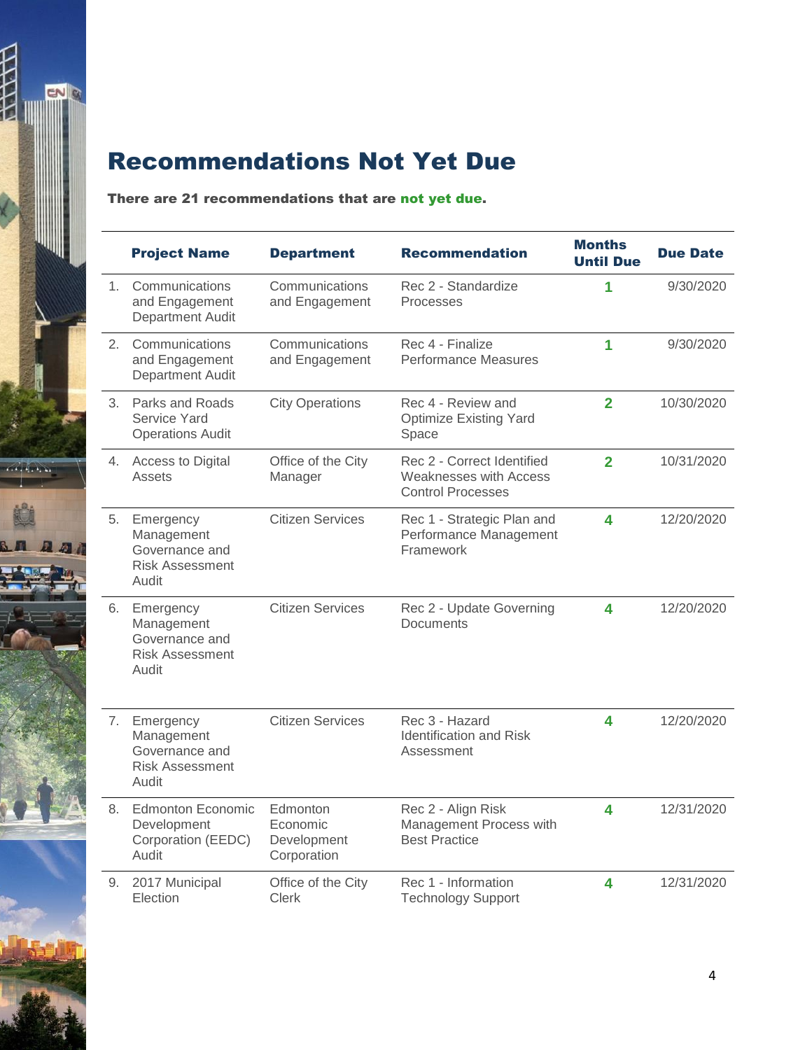# Recommendations Not Yet Due

**There are 21 recommendations that are not yet due.**

| | Project Name | Department | Recommendation | Months Until Due | Due Date |
|---|---|---|---|---|---|
| 1. | Communications and Engagement Department Audit | Communications and Engagement | Rec 2 - Standardize Processes | 1 | 9/30/2020 |
| 2. | Communications and Engagement Department Audit | Communications and Engagement | Rec 4 - Finalize Performance Measures | 1 | 9/30/2020 |
| 3. | Parks and Roads Service Yard Operations Audit | City Operations | Rec 4 - Review and Optimize Existing Yard Space | 2 | 10/30/2020 |
| 4. | Access to Digital Assets | Office of the City Manager | Rec 2 - Correct Identified Weaknesses with Access Control Processes | 2 | 10/31/2020 |
| 5. | Emergency Management Governance and Risk Assessment Audit | Citizen Services | Rec 1 - Strategic Plan and Performance Management Framework | 4 | 12/20/2020 |
| 6. | Emergency Management Governance and Risk Assessment Audit | Citizen Services | Rec 2 - Update Governing Documents | 4 | 12/20/2020 |
| 7. | Emergency Management Governance and Risk Assessment Audit | Citizen Services | Rec 3 - Hazard Identification and Risk Assessment | 4 | 12/20/2020 |
| 8. | Edmonton Economic Development Corporation (EEDC) Audit | Edmonton Economic Development Corporation | Rec 2 - Align Risk Management Process with Best Practice | 4 | 12/31/2020 |
| 9. | 2017 Municipal Election | Office of the City Clerk | Rec 1 - Information Technology Support | 4 | 12/31/2020 |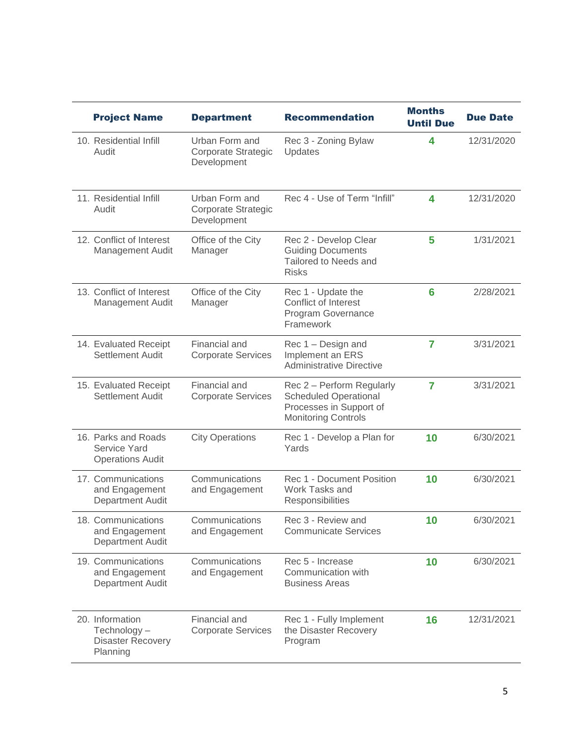| Project Name | Department | Recommendation | Months Until Due | Due Date |
|---|---|---|---|---|
| 10. Residential Infill Audit | Urban Form and Corporate Strategic Development | Rec 3 - Zoning Bylaw Updates | 4 | 12/31/2020 |
| 11. Residential Infill Audit | Urban Form and Corporate Strategic Development | Rec 4 - Use of Term "Infill" | 4 | 12/31/2020 |
| 12. Conflict of Interest Management Audit | Office of the City Manager | Rec 2 - Develop Clear Guiding Documents Tailored to Needs and Risks | 5 | 1/31/2021 |
| 13. Conflict of Interest Management Audit | Office of the City Manager | Rec 1 - Update the Conflict of Interest Program Governance Framework | 6 | 2/28/2021 |
| 14. Evaluated Receipt Settlement Audit | Financial and Corporate Services | Rec 1 – Design and Implement an ERS Administrative Directive | 7 | 3/31/2021 |
| 15. Evaluated Receipt Settlement Audit | Financial and Corporate Services | Rec 2 – Perform Regularly Scheduled Operational Processes in Support of Monitoring Controls | 7 | 3/31/2021 |
| 16. Parks and Roads Service Yard Operations Audit | City Operations | Rec 1 - Develop a Plan for Yards | 10 | 6/30/2021 |
| 17. Communications and Engagement Department Audit | Communications and Engagement | Rec 1 - Document Position Work Tasks and Responsibilities | 10 | 6/30/2021 |
| 18. Communications and Engagement Department Audit | Communications and Engagement | Rec 3 - Review and Communicate Services | 10 | 6/30/2021 |
| 19. Communications and Engagement Department Audit | Communications and Engagement | Rec 5 - Increase Communication with Business Areas | 10 | 6/30/2021 |
| 20. Information Technology – Disaster Recovery Planning | Financial and Corporate Services | Rec 1 - Fully Implement the Disaster Recovery Program | 16 | 12/31/2021 |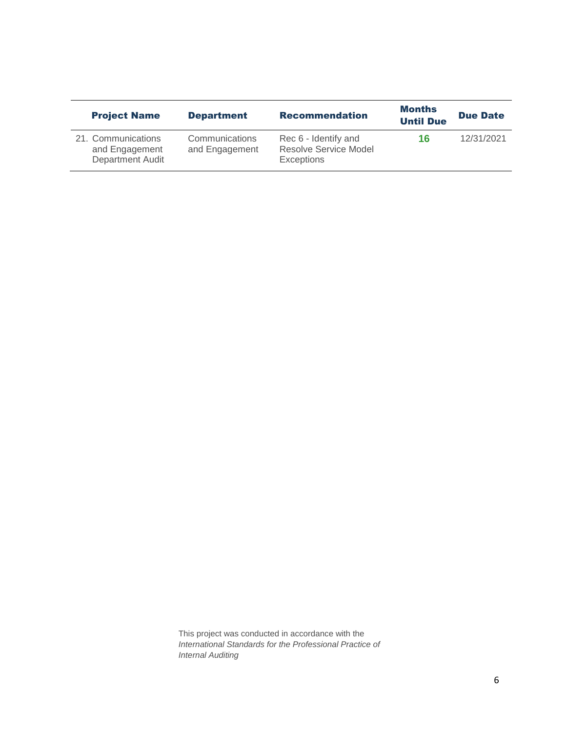| Project Name | Department | Recommendation | Months Until Due | Due Date |
| --- | --- | --- | --- | --- |
| 21. Communications and Engagement Department Audit | Communications and Engagement | Rec 6 - Identify and Resolve Service Model Exceptions | 16 | 12/31/2021 |

This project was conducted in accordance with the *International Standards for the Professional Practice of Internal Auditing*